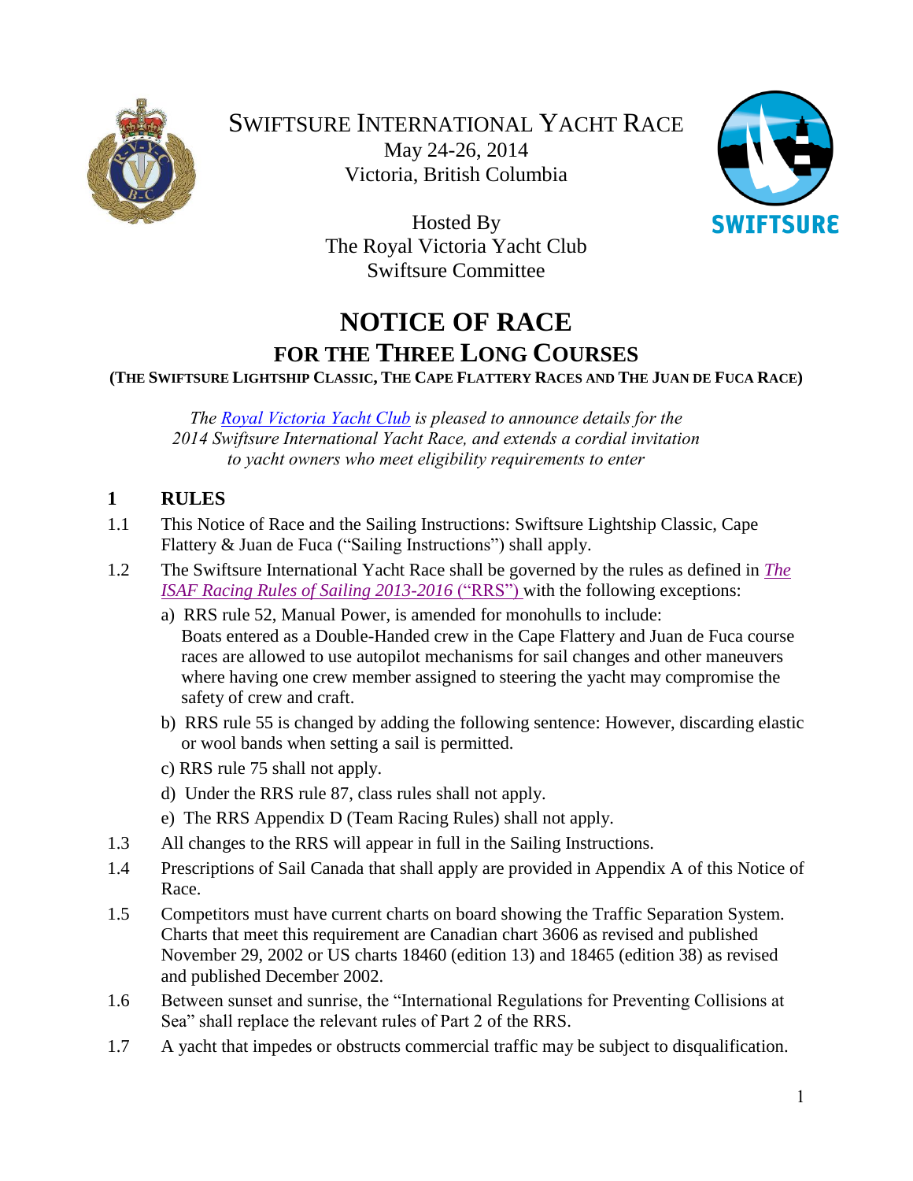# SWIFTSURE INTERNATIONAL YACHT RACE

May 24-26, 2014

Victoria, British Columbia

Hosted By

The Royal Victoria Yacht Club

Swiftsure Committee

# NOTICE OF RACE

## FOR THE THREE LONG COURSES

**(THE SWIFTSURE LIGHTSHIP CLASSIC, THE CAPE FLATTERY RACES AND THE JUAN DE FUCA RACE)**

*The Royal Victoria Yacht Club is pleased to announce details for the 2014 Swiftsure International Yacht Race, and extends a cordial invitation to yacht owners who meet eligibility requirements to enter*

## 1 RULES

1.1 This Notice of Race and the Sailing Instructions: Swiftsure Lightship Classic, Cape Flattery & Juan de Fuca ("Sailing Instructions") shall apply.

1.2 The Swiftsure International Yacht Race shall be governed by the rules as defined in *The ISAF Racing Rules of Sailing 2013-2016* ("RRS") with the following exceptions:

a) RRS rule 52, Manual Power, is amended for monohulls to include:
Boats entered as a Double-Handed crew in the Cape Flattery and Juan de Fuca course races are allowed to use autopilot mechanisms for sail changes and other maneuvers where having one crew member assigned to steering the yacht may compromise the safety of crew and craft.

b) RRS rule 55 is changed by adding the following sentence: However, discarding elastic or wool bands when setting a sail is permitted.

c) RRS rule 75 shall not apply.

d) Under the RRS rule 87, class rules shall not apply.

e) The RRS Appendix D (Team Racing Rules) shall not apply.

1.3 All changes to the RRS will appear in full in the Sailing Instructions.

1.4 Prescriptions of Sail Canada that shall apply are provided in Appendix A of this Notice of Race.

1.5 Competitors must have current charts on board showing the Traffic Separation System. Charts that meet this requirement are Canadian chart 3606 as revised and published November 29, 2002 or US charts 18460 (edition 13) and 18465 (edition 38) as revised and published December 2002.

1.6 Between sunset and sunrise, the "International Regulations for Preventing Collisions at Sea" shall replace the relevant rules of Part 2 of the RRS.

1.7 A yacht that impedes or obstructs commercial traffic may be subject to disqualification.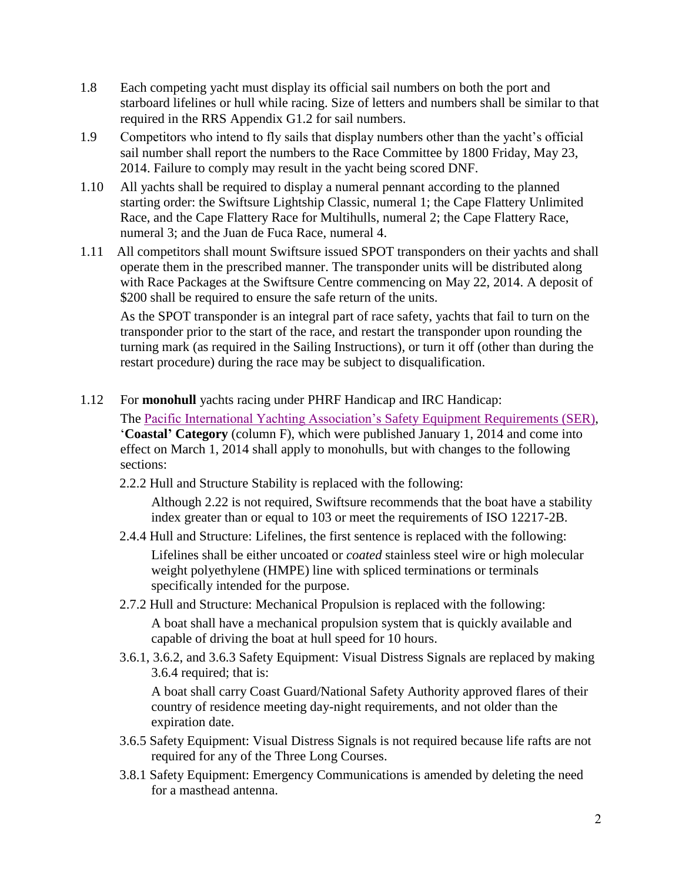1.8 Each competing yacht must display its official sail numbers on both the port and starboard lifelines or hull while racing. Size of letters and numbers shall be similar to that required in the RRS Appendix G1.2 for sail numbers.

1.9 Competitors who intend to fly sails that display numbers other than the yacht's official sail number shall report the numbers to the Race Committee by 1800 Friday, May 23, 2014. Failure to comply may result in the yacht being scored DNF.

1.10 All yachts shall be required to display a numeral pennant according to the planned starting order: the Swiftsure Lightship Classic, numeral 1; the Cape Flattery Unlimited Race, and the Cape Flattery Race for Multihulls, numeral 2; the Cape Flattery Race, numeral 3; and the Juan de Fuca Race, numeral 4.

1.11 All competitors shall mount Swiftsure issued SPOT transponders on their yachts and shall operate them in the prescribed manner. The transponder units will be distributed along with Race Packages at the Swiftsure Centre commencing on May 22, 2014. A deposit of $200 shall be required to ensure the safe return of the units.

As the SPOT transponder is an integral part of race safety, yachts that fail to turn on the transponder prior to the start of the race, and restart the transponder upon rounding the turning mark (as required in the Sailing Instructions), or turn it off (other than during the restart procedure) during the race may be subject to disqualification.

1.12 For **monohull** yachts racing under PHRF Handicap and IRC Handicap:

The Pacific International Yachting Association's Safety Equipment Requirements (SER), '**Coastal' Category** (column F), which were published January 1, 2014 and come into effect on March 1, 2014 shall apply to monohulls, but with changes to the following sections:

2.2.2 Hull and Structure Stability is replaced with the following:

> Although 2.22 is not required, Swiftsure recommends that the boat have a stability index greater than or equal to 103 or meet the requirements of ISO 12217-2B.

2.4.4 Hull and Structure: Lifelines, the first sentence is replaced with the following:

> Lifelines shall be either uncoated or *coated* stainless steel wire or high molecular weight polyethylene (HMPE) line with spliced terminations or terminals specifically intended for the purpose.

2.7.2 Hull and Structure: Mechanical Propulsion is replaced with the following:

> A boat shall have a mechanical propulsion system that is quickly available and capable of driving the boat at hull speed for 10 hours.

3.6.1, 3.6.2, and 3.6.3 Safety Equipment: Visual Distress Signals are replaced by making 3.6.4 required; that is:

> A boat shall carry Coast Guard/National Safety Authority approved flares of their country of residence meeting day-night requirements, and not older than the expiration date.

3.6.5 Safety Equipment: Visual Distress Signals is not required because life rafts are not required for any of the Three Long Courses.

3.8.1 Safety Equipment: Emergency Communications is amended by deleting the need for a masthead antenna.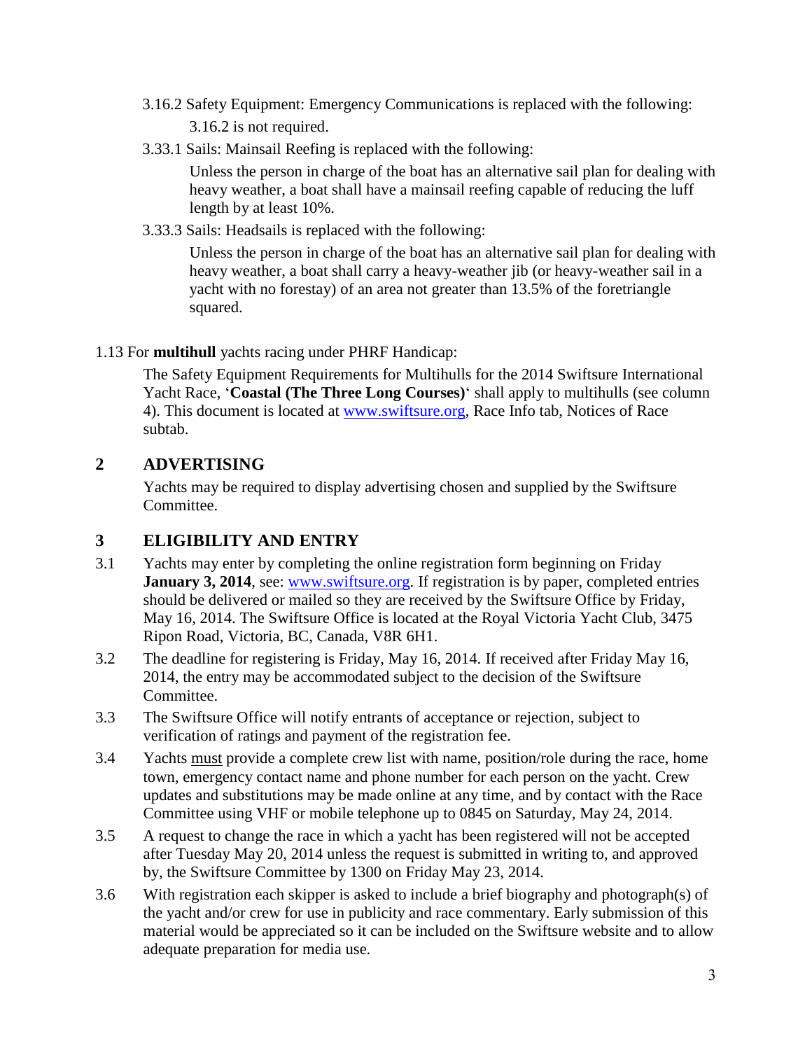3.16.2 Safety Equipment: Emergency Communications is replaced with the following:

3.16.2 is not required.

3.33.1 Sails: Mainsail Reefing is replaced with the following:

Unless the person in charge of the boat has an alternative sail plan for dealing with heavy weather, a boat shall have a mainsail reefing capable of reducing the luff length by at least 10%.

3.33.3 Sails: Headsails is replaced with the following:

Unless the person in charge of the boat has an alternative sail plan for dealing with heavy weather, a boat shall carry a heavy-weather jib (or heavy-weather sail in a yacht with no forestay) of an area not greater than 13.5% of the foretriangle squared.

1.13 For **multihull** yachts racing under PHRF Handicap:

The Safety Equipment Requirements for Multihulls for the 2014 Swiftsure International Yacht Race, '**Coastal (The Three Long Courses)**' shall apply to multihulls (see column 4). This document is located at www.swiftsure.org, Race Info tab, Notices of Race subtab.

## 2 ADVERTISING

Yachts may be required to display advertising chosen and supplied by the Swiftsure Committee.

## 3 ELIGIBILITY AND ENTRY

3.1 Yachts may enter by completing the online registration form beginning on Friday **January 3, 2014**, see: www.swiftsure.org. If registration is by paper, completed entries should be delivered or mailed so they are received by the Swiftsure Office by Friday, May 16, 2014. The Swiftsure Office is located at the Royal Victoria Yacht Club, 3475 Ripon Road, Victoria, BC, Canada, V8R 6H1.

3.2 The deadline for registering is Friday, May 16, 2014. If received after Friday May 16, 2014, the entry may be accommodated subject to the decision of the Swiftsure Committee.

3.3 The Swiftsure Office will notify entrants of acceptance or rejection, subject to verification of ratings and payment of the registration fee.

3.4 Yachts <u>must</u> provide a complete crew list with name, position/role during the race, home town, emergency contact name and phone number for each person on the yacht. Crew updates and substitutions may be made online at any time, and by contact with the Race Committee using VHF or mobile telephone up to 0845 on Saturday, May 24, 2014.

3.5 A request to change the race in which a yacht has been registered will not be accepted after Tuesday May 20, 2014 unless the request is submitted in writing to, and approved by, the Swiftsure Committee by 1300 on Friday May 23, 2014.

3.6 With registration each skipper is asked to include a brief biography and photograph(s) of the yacht and/or crew for use in publicity and race commentary. Early submission of this material would be appreciated so it can be included on the Swiftsure website and to allow adequate preparation for media use.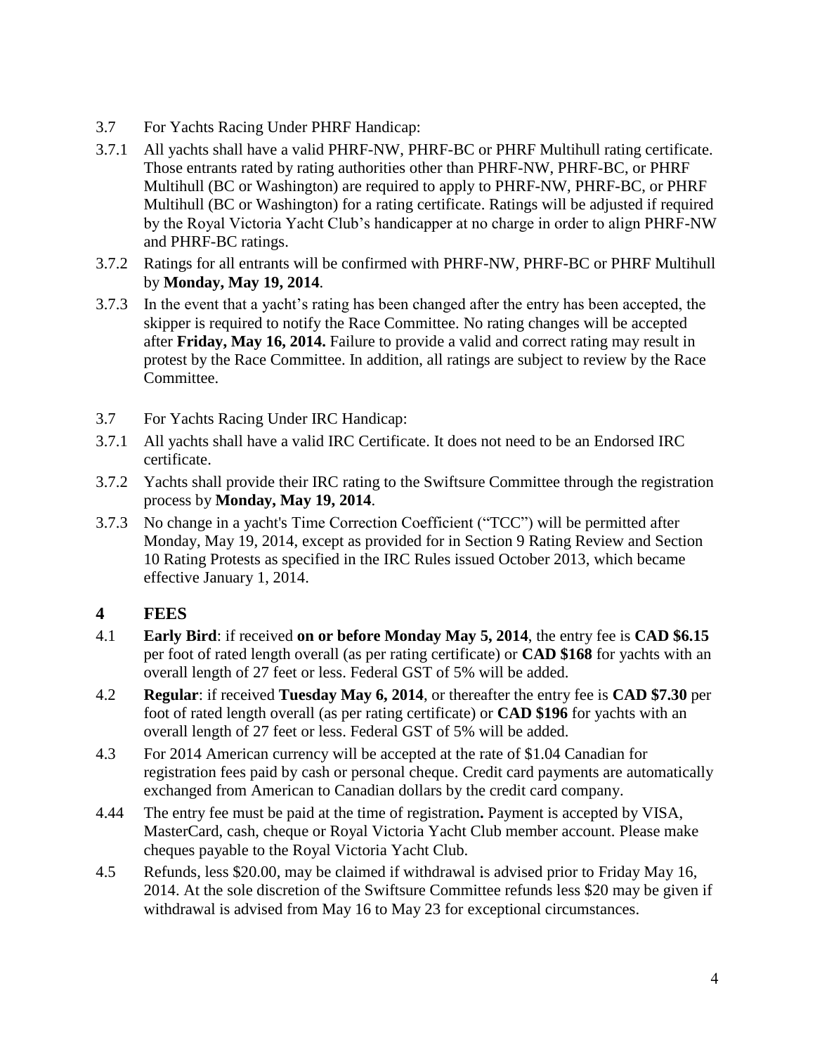3.7 For Yachts Racing Under PHRF Handicap:

3.7.1 All yachts shall have a valid PHRF-NW, PHRF-BC or PHRF Multihull rating certificate. Those entrants rated by rating authorities other than PHRF-NW, PHRF-BC, or PHRF Multihull (BC or Washington) are required to apply to PHRF-NW, PHRF-BC, or PHRF Multihull (BC or Washington) for a rating certificate. Ratings will be adjusted if required by the Royal Victoria Yacht Club's handicapper at no charge in order to align PHRF-NW and PHRF-BC ratings.

3.7.2 Ratings for all entrants will be confirmed with PHRF-NW, PHRF-BC or PHRF Multihull by **Monday, May 19, 2014**.

3.7.3 In the event that a yacht's rating has been changed after the entry has been accepted, the skipper is required to notify the Race Committee. No rating changes will be accepted after **Friday, May 16, 2014.** Failure to provide a valid and correct rating may result in protest by the Race Committee. In addition, all ratings are subject to review by the Race Committee.

3.7 For Yachts Racing Under IRC Handicap:

3.7.1 All yachts shall have a valid IRC Certificate. It does not need to be an Endorsed IRC certificate.

3.7.2 Yachts shall provide their IRC rating to the Swiftsure Committee through the registration process by **Monday, May 19, 2014**.

3.7.3 No change in a yacht's Time Correction Coefficient ("TCC") will be permitted after Monday, May 19, 2014, except as provided for in Section 9 Rating Review and Section 10 Rating Protests as specified in the IRC Rules issued October 2013, which became effective January 1, 2014.

## 4 FEES

4.1 **Early Bird**: if received **on or before Monday May 5, 2014**, the entry fee is **CAD $6.15** per foot of rated length overall (as per rating certificate) or **CAD $168** for yachts with an overall length of 27 feet or less. Federal GST of 5% will be added.

4.2 **Regular**: if received **Tuesday May 6, 2014**, or thereafter the entry fee is **CAD $7.30** per foot of rated length overall (as per rating certificate) or **CAD $196** for yachts with an overall length of 27 feet or less. Federal GST of 5% will be added.

4.3 For 2014 American currency will be accepted at the rate of $1.04 Canadian for registration fees paid by cash or personal cheque. Credit card payments are automatically exchanged from American to Canadian dollars by the credit card company.

4.44 The entry fee must be paid at the time of registration**.** Payment is accepted by VISA, MasterCard, cash, cheque or Royal Victoria Yacht Club member account. Please make cheques payable to the Royal Victoria Yacht Club.

4.5 Refunds, less $20.00, may be claimed if withdrawal is advised prior to Friday May 16, 2014. At the sole discretion of the Swiftsure Committee refunds less $20 may be given if withdrawal is advised from May 16 to May 23 for exceptional circumstances.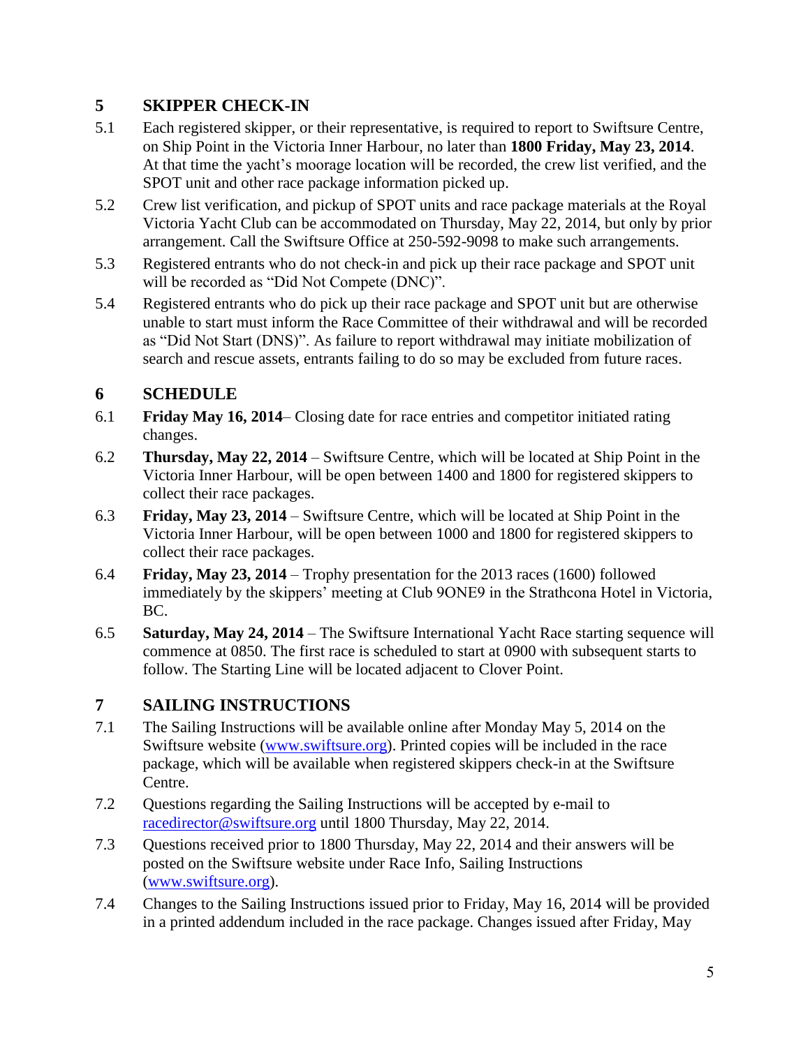## 5 SKIPPER CHECK-IN

5.1 Each registered skipper, or their representative, is required to report to Swiftsure Centre, on Ship Point in the Victoria Inner Harbour, no later than **1800 Friday, May 23, 2014**. At that time the yacht's moorage location will be recorded, the crew list verified, and the SPOT unit and other race package information picked up.

5.2 Crew list verification, and pickup of SPOT units and race package materials at the Royal Victoria Yacht Club can be accommodated on Thursday, May 22, 2014, but only by prior arrangement. Call the Swiftsure Office at 250-592-9098 to make such arrangements.

5.3 Registered entrants who do not check-in and pick up their race package and SPOT unit will be recorded as "Did Not Compete (DNC)".

5.4 Registered entrants who do pick up their race package and SPOT unit but are otherwise unable to start must inform the Race Committee of their withdrawal and will be recorded as "Did Not Start (DNS)". As failure to report withdrawal may initiate mobilization of search and rescue assets, entrants failing to do so may be excluded from future races.

## 6 SCHEDULE

6.1 **Friday May 16, 2014**– Closing date for race entries and competitor initiated rating changes.

6.2 **Thursday, May 22, 2014** – Swiftsure Centre, which will be located at Ship Point in the Victoria Inner Harbour, will be open between 1400 and 1800 for registered skippers to collect their race packages.

6.3 **Friday, May 23, 2014** – Swiftsure Centre, which will be located at Ship Point in the Victoria Inner Harbour, will be open between 1000 and 1800 for registered skippers to collect their race packages.

6.4 **Friday, May 23, 2014** – Trophy presentation for the 2013 races (1600) followed immediately by the skippers' meeting at Club 9ONE9 in the Strathcona Hotel in Victoria, BC.

6.5 **Saturday, May 24, 2014** – The Swiftsure International Yacht Race starting sequence will commence at 0850. The first race is scheduled to start at 0900 with subsequent starts to follow. The Starting Line will be located adjacent to Clover Point.

## 7 SAILING INSTRUCTIONS

7.1 The Sailing Instructions will be available online after Monday May 5, 2014 on the Swiftsure website (www.swiftsure.org). Printed copies will be included in the race package, which will be available when registered skippers check-in at the Swiftsure Centre.

7.2 Questions regarding the Sailing Instructions will be accepted by e-mail to racedirector@swiftsure.org until 1800 Thursday, May 22, 2014.

7.3 Questions received prior to 1800 Thursday, May 22, 2014 and their answers will be posted on the Swiftsure website under Race Info, Sailing Instructions (www.swiftsure.org).

7.4 Changes to the Sailing Instructions issued prior to Friday, May 16, 2014 will be provided in a printed addendum included in the race package. Changes issued after Friday, May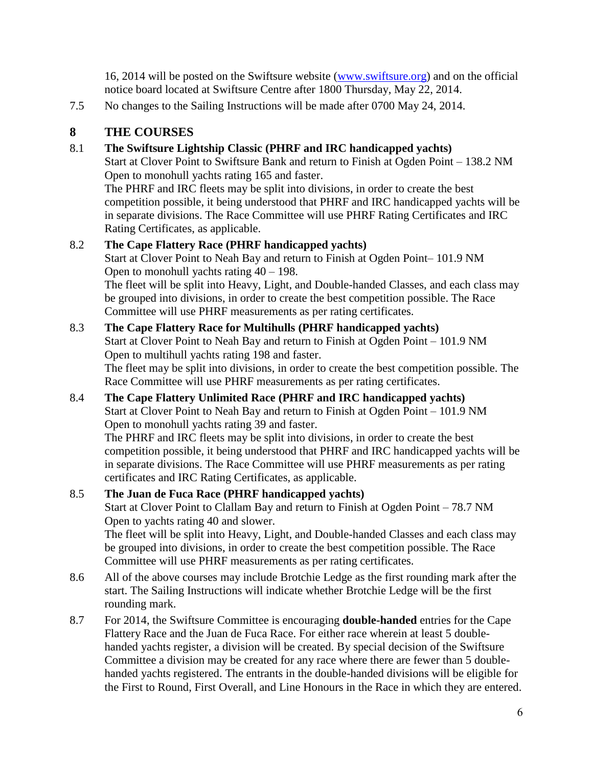16, 2014 will be posted on the Swiftsure website ([www.swiftsure.org](http://www.swiftsure.org)) and on the official notice board located at Swiftsure Centre after 1800 Thursday, May 22, 2014.

7.5 No changes to the Sailing Instructions will be made after 0700 May 24, 2014.

## 8 THE COURSES

**8.1 The Swiftsure Lightship Classic (PHRF and IRC handicapped yachts)**

Start at Clover Point to Swiftsure Bank and return to Finish at Ogden Point – 138.2 NM
Open to monohull yachts rating 165 and faster.
The PHRF and IRC fleets may be split into divisions, in order to create the best competition possible, it being understood that PHRF and IRC handicapped yachts will be in separate divisions. The Race Committee will use PHRF Rating Certificates and IRC Rating Certificates, as applicable.

**8.2 The Cape Flattery Race (PHRF handicapped yachts)**

Start at Clover Point to Neah Bay and return to Finish at Ogden Point– 101.9 NM
Open to monohull yachts rating 40 – 198.
The fleet will be split into Heavy, Light, and Double-handed Classes, and each class may be grouped into divisions, in order to create the best competition possible. The Race Committee will use PHRF measurements as per rating certificates.

**8.3 The Cape Flattery Race for Multihulls (PHRF handicapped yachts)**

Start at Clover Point to Neah Bay and return to Finish at Ogden Point – 101.9 NM
Open to multihull yachts rating 198 and faster.
The fleet may be split into divisions, in order to create the best competition possible. The Race Committee will use PHRF measurements as per rating certificates.

**8.4 The Cape Flattery Unlimited Race (PHRF and IRC handicapped yachts)**

Start at Clover Point to Neah Bay and return to Finish at Ogden Point – 101.9 NM
Open to monohull yachts rating 39 and faster.
The PHRF and IRC fleets may be split into divisions, in order to create the best competition possible, it being understood that PHRF and IRC handicapped yachts will be in separate divisions. The Race Committee will use PHRF measurements as per rating certificates and IRC Rating Certificates, as applicable.

**8.5 The Juan de Fuca Race (PHRF handicapped yachts)**

Start at Clover Point to Clallam Bay and return to Finish at Ogden Point – 78.7 NM
Open to yachts rating 40 and slower.
The fleet will be split into Heavy, Light, and Double-handed Classes and each class may be grouped into divisions, in order to create the best competition possible. The Race Committee will use PHRF measurements as per rating certificates.

8.6 All of the above courses may include Brotchie Ledge as the first rounding mark after the start. The Sailing Instructions will indicate whether Brotchie Ledge will be the first rounding mark.

8.7 For 2014, the Swiftsure Committee is encouraging **double-handed** entries for the Cape Flattery Race and the Juan de Fuca Race. For either race wherein at least 5 double-handed yachts register, a division will be created. By special decision of the Swiftsure Committee a division may be created for any race where there are fewer than 5 double-handed yachts registered. The entrants in the double-handed divisions will be eligible for the First to Round, First Overall, and Line Honours in the Race in which they are entered.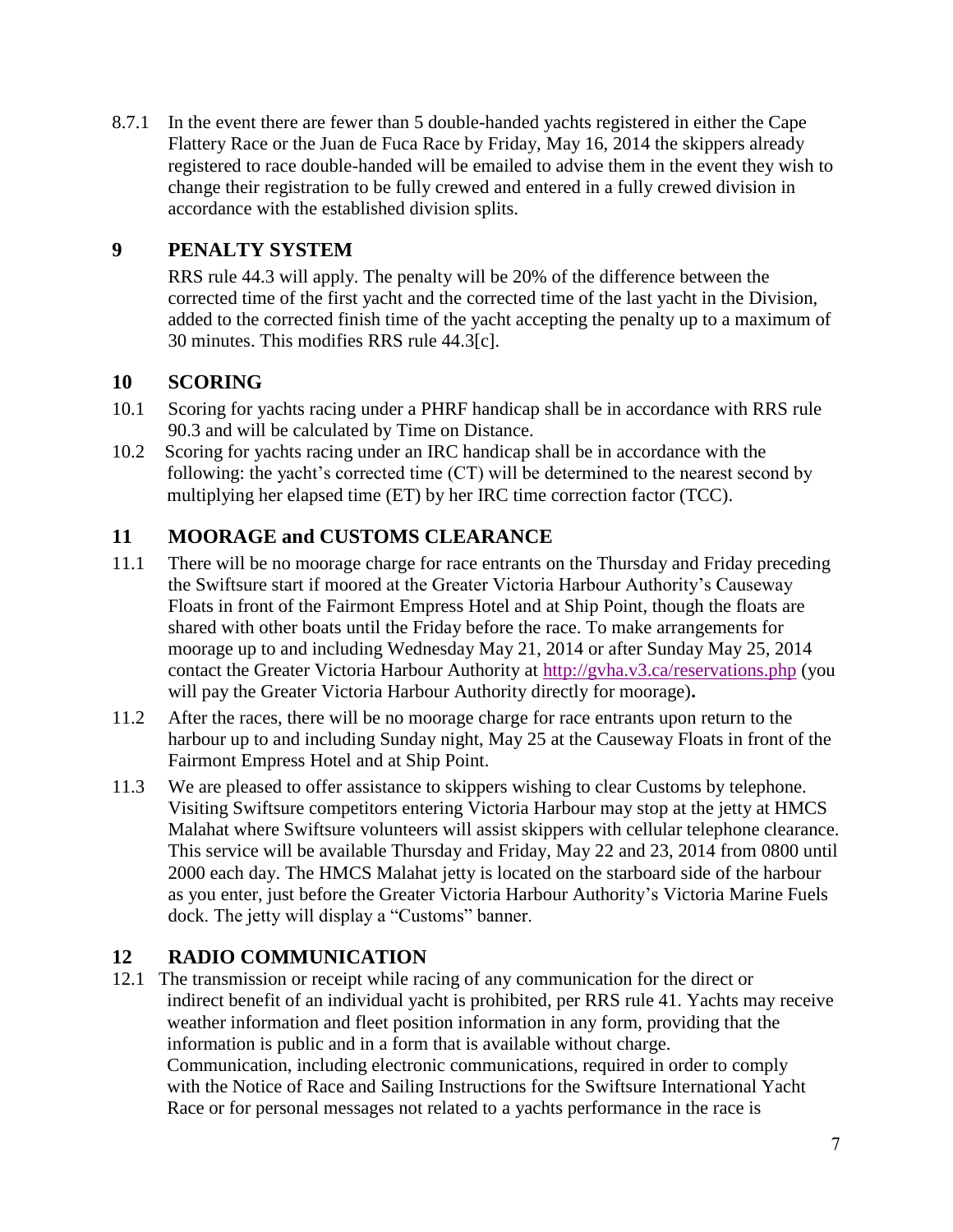8.7.1 In the event there are fewer than 5 double-handed yachts registered in either the Cape Flattery Race or the Juan de Fuca Race by Friday, May 16, 2014 the skippers already registered to race double-handed will be emailed to advise them in the event they wish to change their registration to be fully crewed and entered in a fully crewed division in accordance with the established division splits.

## 9 PENALTY SYSTEM

RRS rule 44.3 will apply. The penalty will be 20% of the difference between the corrected time of the first yacht and the corrected time of the last yacht in the Division, added to the corrected finish time of the yacht accepting the penalty up to a maximum of 30 minutes. This modifies RRS rule 44.3[c].

## 10 SCORING

10.1 Scoring for yachts racing under a PHRF handicap shall be in accordance with RRS rule 90.3 and will be calculated by Time on Distance.

10.2 Scoring for yachts racing under an IRC handicap shall be in accordance with the following: the yacht's corrected time (CT) will be determined to the nearest second by multiplying her elapsed time (ET) by her IRC time correction factor (TCC).

## 11 MOORAGE and CUSTOMS CLEARANCE

11.1 There will be no moorage charge for race entrants on the Thursday and Friday preceding the Swiftsure start if moored at the Greater Victoria Harbour Authority's Causeway Floats in front of the Fairmont Empress Hotel and at Ship Point, though the floats are shared with other boats until the Friday before the race. To make arrangements for moorage up to and including Wednesday May 21, 2014 or after Sunday May 25, 2014 contact the Greater Victoria Harbour Authority at http://gvha.v3.ca/reservations.php (you will pay the Greater Victoria Harbour Authority directly for moorage)**.**

11.2 After the races, there will be no moorage charge for race entrants upon return to the harbour up to and including Sunday night, May 25 at the Causeway Floats in front of the Fairmont Empress Hotel and at Ship Point.

11.3 We are pleased to offer assistance to skippers wishing to clear Customs by telephone. Visiting Swiftsure competitors entering Victoria Harbour may stop at the jetty at HMCS Malahat where Swiftsure volunteers will assist skippers with cellular telephone clearance. This service will be available Thursday and Friday, May 22 and 23, 2014 from 0800 until 2000 each day. The HMCS Malahat jetty is located on the starboard side of the harbour as you enter, just before the Greater Victoria Harbour Authority's Victoria Marine Fuels dock. The jetty will display a "Customs" banner.

## 12 RADIO COMMUNICATION

12.1 The transmission or receipt while racing of any communication for the direct or indirect benefit of an individual yacht is prohibited, per RRS rule 41. Yachts may receive weather information and fleet position information in any form, providing that the information is public and in a form that is available without charge. Communication, including electronic communications, required in order to comply with the Notice of Race and Sailing Instructions for the Swiftsure International Yacht Race or for personal messages not related to a yachts performance in the race is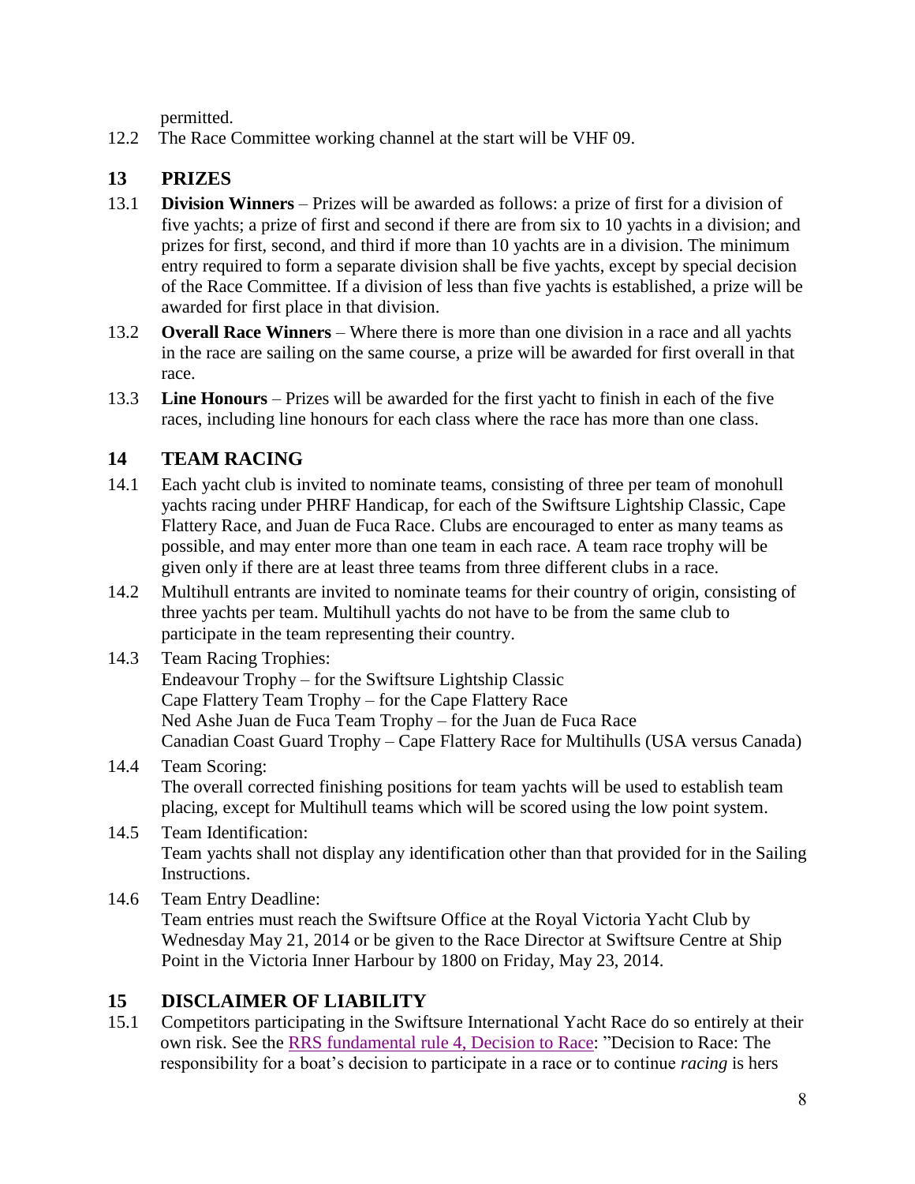permitted.

12.2 The Race Committee working channel at the start will be VHF 09.

## 13 PRIZES

13.1 **Division Winners** – Prizes will be awarded as follows: a prize of first for a division of five yachts; a prize of first and second if there are from six to 10 yachts in a division; and prizes for first, second, and third if more than 10 yachts are in a division. The minimum entry required to form a separate division shall be five yachts, except by special decision of the Race Committee. If a division of less than five yachts is established, a prize will be awarded for first place in that division.

13.2 **Overall Race Winners** – Where there is more than one division in a race and all yachts in the race are sailing on the same course, a prize will be awarded for first overall in that race.

13.3 **Line Honours** – Prizes will be awarded for the first yacht to finish in each of the five races, including line honours for each class where the race has more than one class.

## 14 TEAM RACING

14.1 Each yacht club is invited to nominate teams, consisting of three per team of monohull yachts racing under PHRF Handicap, for each of the Swiftsure Lightship Classic, Cape Flattery Race, and Juan de Fuca Race. Clubs are encouraged to enter as many teams as possible, and may enter more than one team in each race. A team race trophy will be given only if there are at least three teams from three different clubs in a race.

14.2 Multihull entrants are invited to nominate teams for their country of origin, consisting of three yachts per team. Multihull yachts do not have to be from the same club to participate in the team representing their country.

14.3 Team Racing Trophies:
Endeavour Trophy – for the Swiftsure Lightship Classic
Cape Flattery Team Trophy – for the Cape Flattery Race
Ned Ashe Juan de Fuca Team Trophy – for the Juan de Fuca Race
Canadian Coast Guard Trophy – Cape Flattery Race for Multihulls (USA versus Canada)

14.4 Team Scoring:
The overall corrected finishing positions for team yachts will be used to establish team placing, except for Multihull teams which will be scored using the low point system.

14.5 Team Identification:
Team yachts shall not display any identification other than that provided for in the Sailing Instructions.

14.6 Team Entry Deadline:
Team entries must reach the Swiftsure Office at the Royal Victoria Yacht Club by Wednesday May 21, 2014 or be given to the Race Director at Swiftsure Centre at Ship Point in the Victoria Inner Harbour by 1800 on Friday, May 23, 2014.

## 15 DISCLAIMER OF LIABILITY

15.1 Competitors participating in the Swiftsure International Yacht Race do so entirely at their own risk. See the RRS fundamental rule 4, Decision to Race: "Decision to Race: The responsibility for a boat's decision to participate in a race or to continue *racing* is hers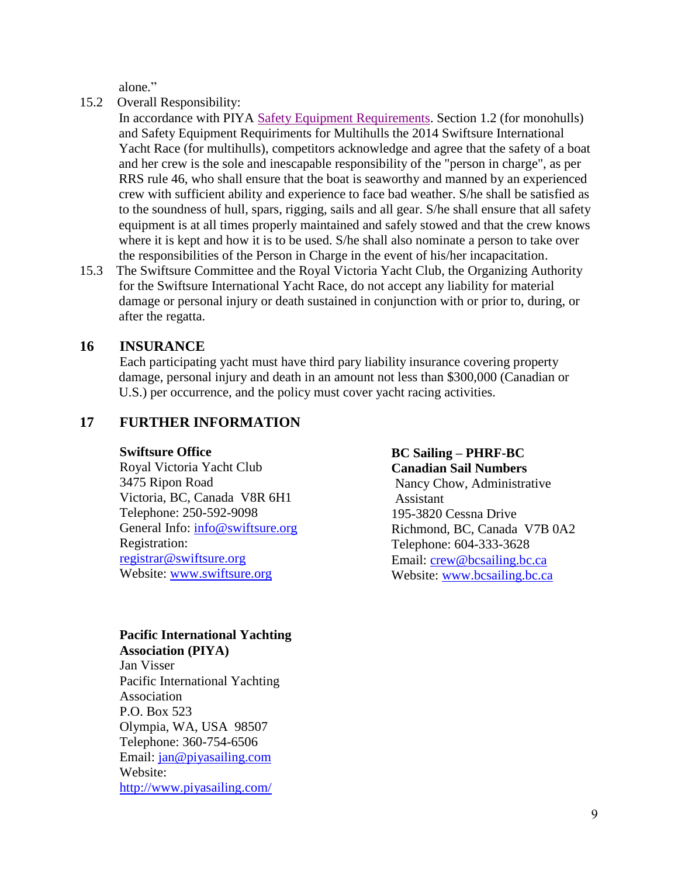alone."

15.2 Overall Responsibility:

In accordance with PIYA Safety Equipment Requirements. Section 1.2 (for monohulls) and Safety Equipment Requiriments for Multihulls the 2014 Swiftsure International Yacht Race (for multihulls), competitors acknowledge and agree that the safety of a boat and her crew is the sole and inescapable responsibility of the "person in charge", as per RRS rule 46, who shall ensure that the boat is seaworthy and manned by an experienced crew with sufficient ability and experience to face bad weather. S/he shall be satisfied as to the soundness of hull, spars, rigging, sails and all gear. S/he shall ensure that all safety equipment is at all times properly maintained and safely stowed and that the crew knows where it is kept and how it is to be used. S/he shall also nominate a person to take over the responsibilities of the Person in Charge in the event of his/her incapacitation.

15.3 The Swiftsure Committee and the Royal Victoria Yacht Club, the Organizing Authority for the Swiftsure International Yacht Race, do not accept any liability for material damage or personal injury or death sustained in conjunction with or prior to, during, or after the regatta.

## 16 INSURANCE

Each participating yacht must have third pary liability insurance covering property damage, personal injury and death in an amount not less than $300,000 (Canadian or U.S.) per occurrence, and the policy must cover yacht racing activities.

## 17 FURTHER INFORMATION

**Swiftsure Office**
Royal Victoria Yacht Club
3475 Ripon Road
Victoria, BC, Canada V8R 6H1
Telephone: 250-592-9098
General Info: info@swiftsure.org
Registration: registrar@swiftsure.org
Website: www.swiftsure.org

**BC Sailing – PHRF-BC**
**Canadian Sail Numbers**
Nancy Chow, Administrative Assistant
195-3820 Cessna Drive
Richmond, BC, Canada V7B 0A2
Telephone: 604-333-3628
Email: crew@bcsailing.bc.ca
Website: www.bcsailing.bc.ca

**Pacific International Yachting Association (PIYA)**
Jan Visser
Pacific International Yachting Association
P.O. Box 523
Olympia, WA, USA 98507
Telephone: 360-754-6506
Email: jan@piyasailing.com
Website: http://www.piyasailing.com/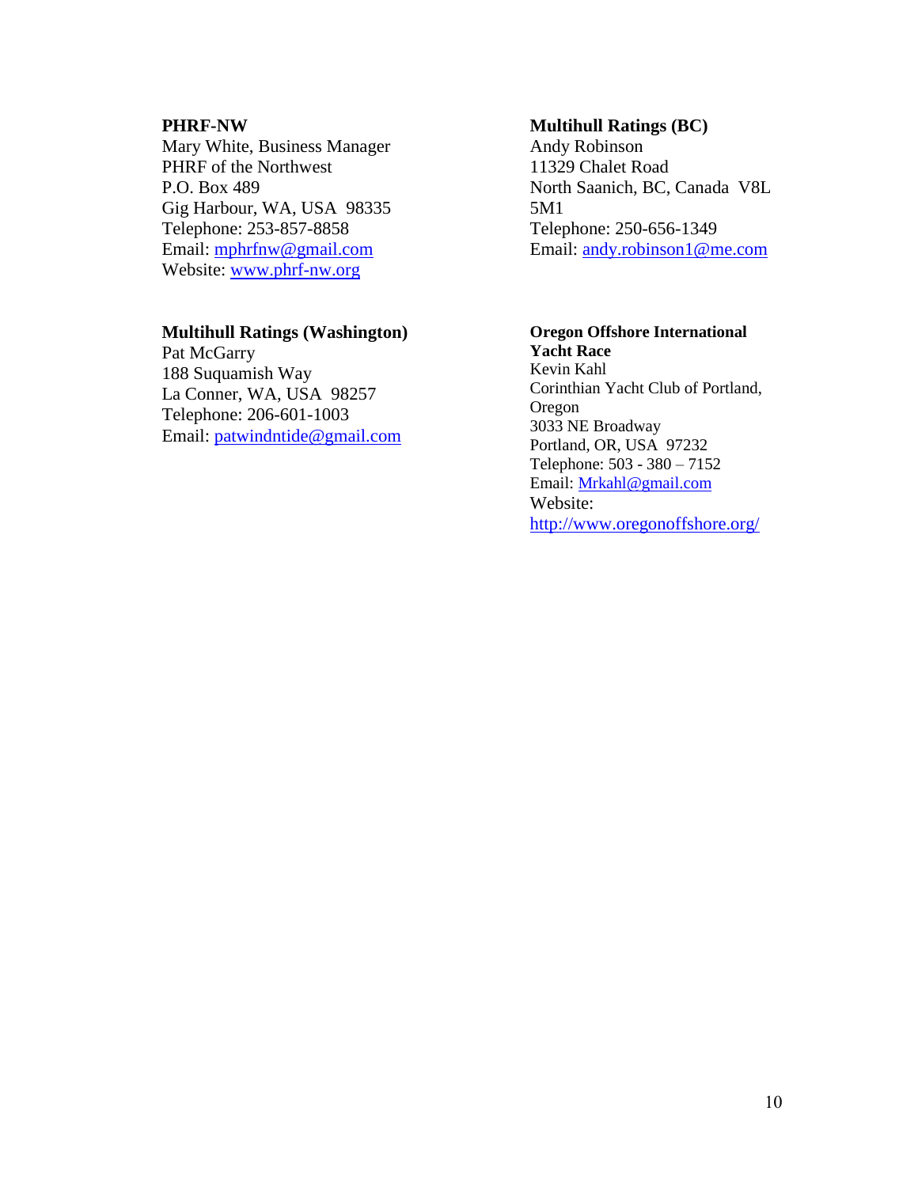**PHRF-NW**
Mary White, Business Manager
PHRF of the Northwest
P.O. Box 489
Gig Harbour, WA, USA 98335
Telephone: 253-857-8858
Email: mphrfnw@gmail.com
Website: www.phrf-nw.org

**Multihull Ratings (Washington)**
Pat McGarry
188 Suquamish Way
La Conner, WA, USA 98257
Telephone: 206-601-1003
Email: patwindntide@gmail.com

**Multihull Ratings (BC)**
Andy Robinson
11329 Chalet Road
North Saanich, BC, Canada V8L 5M1
Telephone: 250-656-1349
Email: andy.robinson1@me.com

**Oregon Offshore International Yacht Race**
Kevin Kahl
Corinthian Yacht Club of Portland, Oregon
3033 NE Broadway
Portland, OR, USA 97232
Telephone: 503 - 380 – 7152
Email: Mrkahl@gmail.com
Website: http://www.oregonoffshore.org/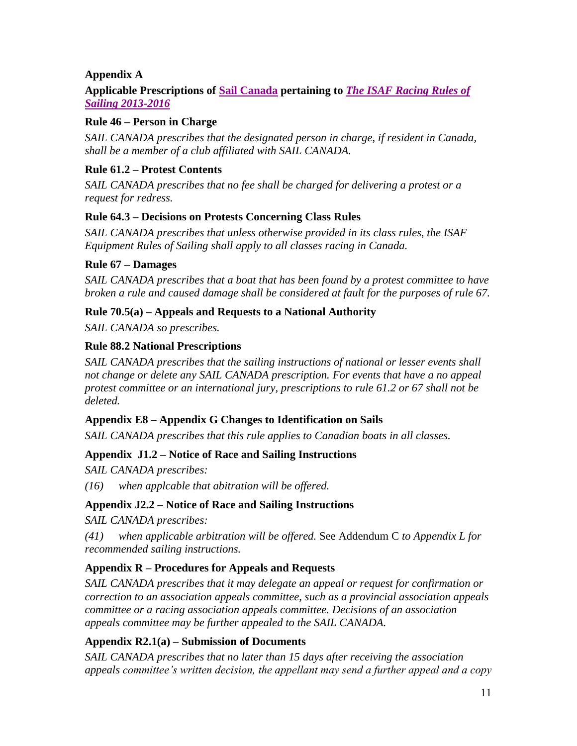**Appendix A**

**Applicable Prescriptions of Sail Canada pertaining to *The ISAF Racing Rules of Sailing 2013-2016***

**Rule 46 – Person in Charge**

*SAIL CANADA prescribes that the designated person in charge, if resident in Canada, shall be a member of a club affiliated with SAIL CANADA.*

**Rule 61.2 – Protest Contents**

*SAIL CANADA prescribes that no fee shall be charged for delivering a protest or a request for redress.*

**Rule 64.3 – Decisions on Protests Concerning Class Rules**

*SAIL CANADA prescribes that unless otherwise provided in its class rules, the ISAF Equipment Rules of Sailing shall apply to all classes racing in Canada.*

**Rule 67 – Damages**

*SAIL CANADA prescribes that a boat that has been found by a protest committee to have broken a rule and caused damage shall be considered at fault for the purposes of rule 67.*

**Rule 70.5(a) – Appeals and Requests to a National Authority**

*SAIL CANADA so prescribes.*

**Rule 88.2 National Prescriptions**

*SAIL CANADA prescribes that the sailing instructions of national or lesser events shall not change or delete any SAIL CANADA prescription. For events that have a no appeal protest committee or an international jury, prescriptions to rule 61.2 or 67 shall not be deleted.*

**Appendix E8 – Appendix G Changes to Identification on Sails**

*SAIL CANADA prescribes that this rule applies to Canadian boats in all classes.*

**Appendix J1.2 – Notice of Race and Sailing Instructions**

*SAIL CANADA prescribes:*

*(16) when applcable that abitration will be offered.*

**Appendix J2.2 – Notice of Race and Sailing Instructions**

*SAIL CANADA prescribes:*

*(41) when applicable arbitration will be offered.* See Addendum C *to Appendix L for recommended sailing instructions.*

**Appendix R – Procedures for Appeals and Requests**

*SAIL CANADA prescribes that it may delegate an appeal or request for confirmation or correction to an association appeals committee, such as a provincial association appeals committee or a racing association appeals committee. Decisions of an association appeals committee may be further appealed to the SAIL CANADA.*

**Appendix R2.1(a) – Submission of Documents**

*SAIL CANADA prescribes that no later than 15 days after receiving the association appeals committee's written decision, the appellant may send a further appeal and a copy*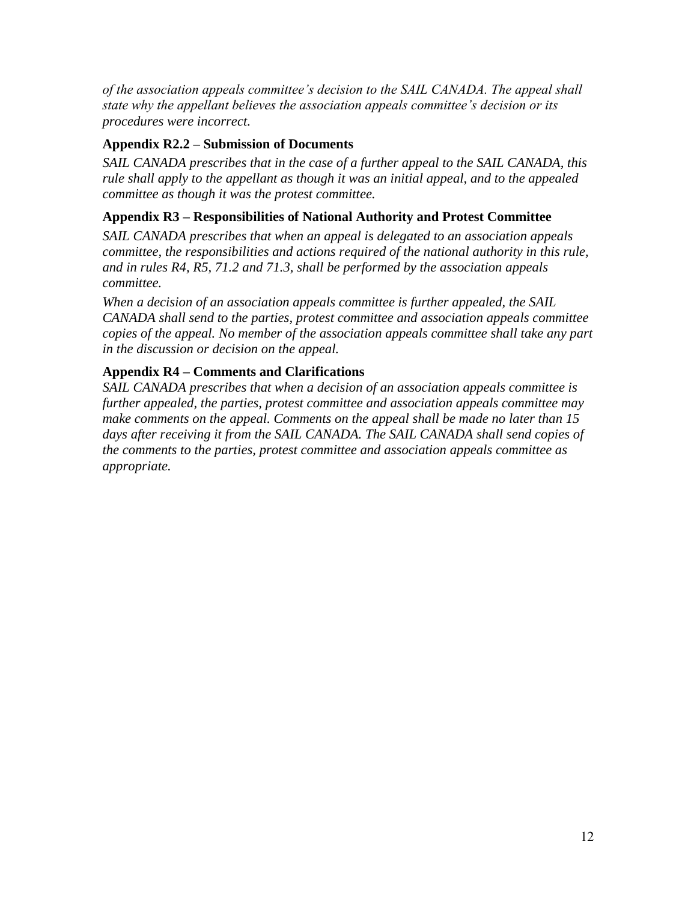*of the association appeals committee's decision to the SAIL CANADA. The appeal shall state why the appellant believes the association appeals committee's decision or its procedures were incorrect.*

### Appendix R2.2 – Submission of Documents

*SAIL CANADA prescribes that in the case of a further appeal to the SAIL CANADA, this rule shall apply to the appellant as though it was an initial appeal, and to the appealed committee as though it was the protest committee.*

### Appendix R3 – Responsibilities of National Authority and Protest Committee

*SAIL CANADA prescribes that when an appeal is delegated to an association appeals committee, the responsibilities and actions required of the national authority in this rule, and in rules R4, R5, 71.2 and 71.3, shall be performed by the association appeals committee.*

*When a decision of an association appeals committee is further appealed, the SAIL CANADA shall send to the parties, protest committee and association appeals committee copies of the appeal. No member of the association appeals committee shall take any part in the discussion or decision on the appeal.*

### Appendix R4 – Comments and Clarifications

*SAIL CANADA prescribes that when a decision of an association appeals committee is further appealed, the parties, protest committee and association appeals committee may make comments on the appeal. Comments on the appeal shall be made no later than 15 days after receiving it from the SAIL CANADA. The SAIL CANADA shall send copies of the comments to the parties, protest committee and association appeals committee as appropriate.*